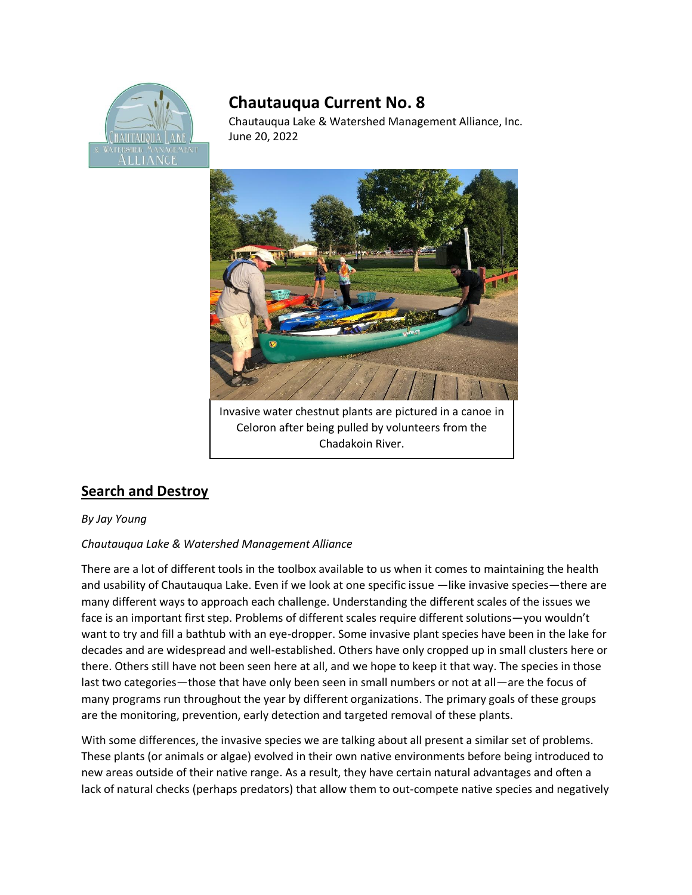# Chautauqua Current No. 8

Chautauqua Lake & Watershed Management Alliance, Inc.
June 20, 2022

Invasive water chestnut plants are pictured in a canoe in Celoron after being pulled by volunteers from the Chadakoin River.

## Search and Destroy

*By Jay Young*

*Chautauqua Lake & Watershed Management Alliance*

There are a lot of different tools in the toolbox available to us when it comes to maintaining the health and usability of Chautauqua Lake. Even if we look at one specific issue —like invasive species—there are many different ways to approach each challenge. Understanding the different scales of the issues we face is an important first step. Problems of different scales require different solutions—you wouldn't want to try and fill a bathtub with an eye-dropper. Some invasive plant species have been in the lake for decades and are widespread and well-established. Others have only cropped up in small clusters here or there. Others still have not been seen here at all, and we hope to keep it that way. The species in those last two categories—those that have only been seen in small numbers or not at all—are the focus of many programs run throughout the year by different organizations. The primary goals of these groups are the monitoring, prevention, early detection and targeted removal of these plants.

With some differences, the invasive species we are talking about all present a similar set of problems. These plants (or animals or algae) evolved in their own native environments before being introduced to new areas outside of their native range. As a result, they have certain natural advantages and often a lack of natural checks (perhaps predators) that allow them to out-compete native species and negatively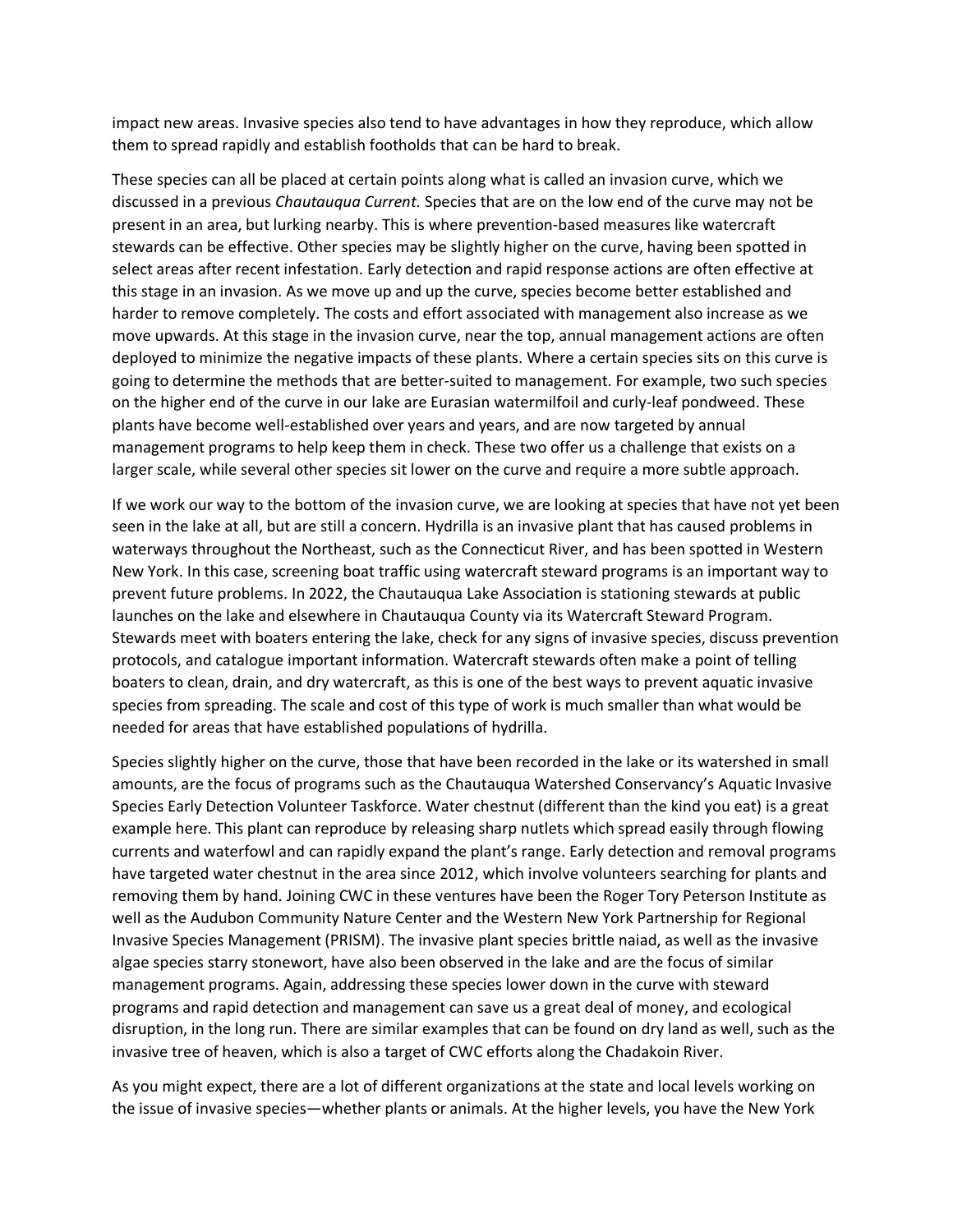impact new areas. Invasive species also tend to have advantages in how they reproduce, which allow them to spread rapidly and establish footholds that can be hard to break.

These species can all be placed at certain points along what is called an invasion curve, which we discussed in a previous *Chautauqua Current.* Species that are on the low end of the curve may not be present in an area, but lurking nearby. This is where prevention-based measures like watercraft stewards can be effective. Other species may be slightly higher on the curve, having been spotted in select areas after recent infestation. Early detection and rapid response actions are often effective at this stage in an invasion. As we move up and up the curve, species become better established and harder to remove completely. The costs and effort associated with management also increase as we move upwards. At this stage in the invasion curve, near the top, annual management actions are often deployed to minimize the negative impacts of these plants. Where a certain species sits on this curve is going to determine the methods that are better-suited to management. For example, two such species on the higher end of the curve in our lake are Eurasian watermilfoil and curly-leaf pondweed. These plants have become well-established over years and years, and are now targeted by annual management programs to help keep them in check. These two offer us a challenge that exists on a larger scale, while several other species sit lower on the curve and require a more subtle approach.

If we work our way to the bottom of the invasion curve, we are looking at species that have not yet been seen in the lake at all, but are still a concern. Hydrilla is an invasive plant that has caused problems in waterways throughout the Northeast, such as the Connecticut River, and has been spotted in Western New York. In this case, screening boat traffic using watercraft steward programs is an important way to prevent future problems. In 2022, the Chautauqua Lake Association is stationing stewards at public launches on the lake and elsewhere in Chautauqua County via its Watercraft Steward Program. Stewards meet with boaters entering the lake, check for any signs of invasive species, discuss prevention protocols, and catalogue important information. Watercraft stewards often make a point of telling boaters to clean, drain, and dry watercraft, as this is one of the best ways to prevent aquatic invasive species from spreading. The scale and cost of this type of work is much smaller than what would be needed for areas that have established populations of hydrilla.

Species slightly higher on the curve, those that have been recorded in the lake or its watershed in small amounts, are the focus of programs such as the Chautauqua Watershed Conservancy's Aquatic Invasive Species Early Detection Volunteer Taskforce. Water chestnut (different than the kind you eat) is a great example here. This plant can reproduce by releasing sharp nutlets which spread easily through flowing currents and waterfowl and can rapidly expand the plant's range. Early detection and removal programs have targeted water chestnut in the area since 2012, which involve volunteers searching for plants and removing them by hand. Joining CWC in these ventures have been the Roger Tory Peterson Institute as well as the Audubon Community Nature Center and the Western New York Partnership for Regional Invasive Species Management (PRISM). The invasive plant species brittle naiad, as well as the invasive algae species starry stonewort, have also been observed in the lake and are the focus of similar management programs. Again, addressing these species lower down in the curve with steward programs and rapid detection and management can save us a great deal of money, and ecological disruption, in the long run. There are similar examples that can be found on dry land as well, such as the invasive tree of heaven, which is also a target of CWC efforts along the Chadakoin River.

As you might expect, there are a lot of different organizations at the state and local levels working on the issue of invasive species—whether plants or animals. At the higher levels, you have the New York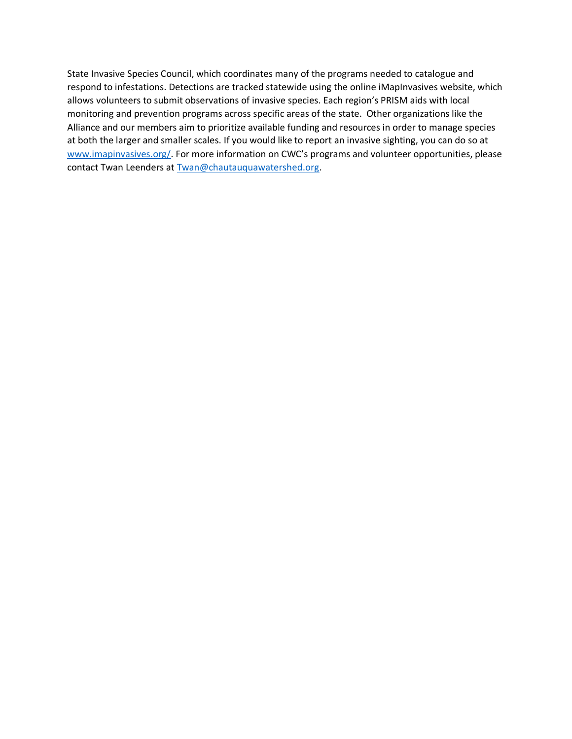State Invasive Species Council, which coordinates many of the programs needed to catalogue and respond to infestations. Detections are tracked statewide using the online iMapInvasives website, which allows volunteers to submit observations of invasive species. Each region's PRISM aids with local monitoring and prevention programs across specific areas of the state. Other organizations like the Alliance and our members aim to prioritize available funding and resources in order to manage species at both the larger and smaller scales. If you would like to report an invasive sighting, you can do so at [www.imapinvasives.org/](http://www.imapinvasives.org/). For more information on CWC's programs and volunteer opportunities, please contact Twan Leenders at [Twan@chautauquawatershed.org](mailto:Twan@chautauquawatershed.org).